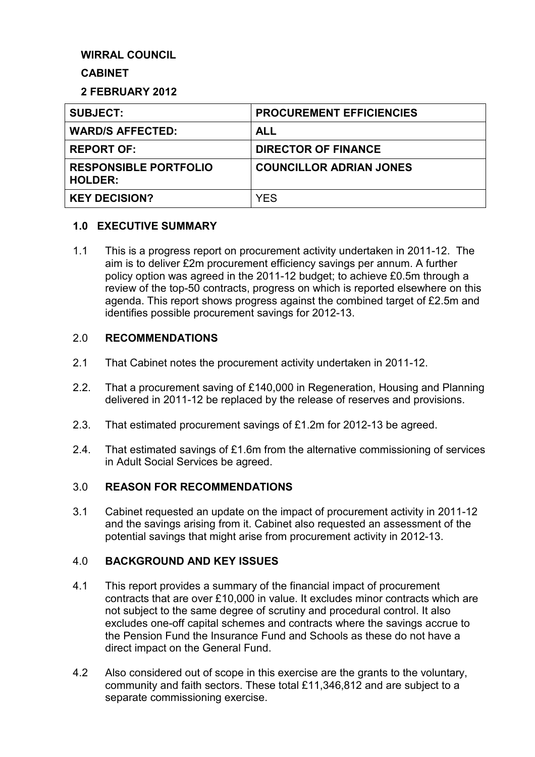**WIRRAL COUNCIL**

**CABINET**

**2 FEBRUARY 2012**

| SUBJECT: | PROCUREMENT EFFICIENCIES |
|---|---|
| **WARD/S AFFECTED:** | **ALL** |
| **REPORT OF:** | **DIRECTOR OF FINANCE** |
| **RESPONSIBLE PORTFOLIO HOLDER:** | **COUNCILLOR ADRIAN JONES** |
| **KEY DECISION?** | YES |

## 1.0 EXECUTIVE SUMMARY

1.1 This is a progress report on procurement activity undertaken in 2011-12. The aim is to deliver £2m procurement efficiency savings per annum. A further policy option was agreed in the 2011-12 budget; to achieve £0.5m through a review of the top-50 contracts, progress on which is reported elsewhere on this agenda. This report shows progress against the combined target of £2.5m and identifies possible procurement savings for 2012-13.

## 2.0 RECOMMENDATIONS

2.1 That Cabinet notes the procurement activity undertaken in 2011-12.

2.2. That a procurement saving of £140,000 in Regeneration, Housing and Planning delivered in 2011-12 be replaced by the release of reserves and provisions.

2.3. That estimated procurement savings of £1.2m for 2012-13 be agreed.

2.4. That estimated savings of £1.6m from the alternative commissioning of services in Adult Social Services be agreed.

## 3.0 REASON FOR RECOMMENDATIONS

3.1 Cabinet requested an update on the impact of procurement activity in 2011-12 and the savings arising from it. Cabinet also requested an assessment of the potential savings that might arise from procurement activity in 2012-13.

## 4.0 BACKGROUND AND KEY ISSUES

4.1 This report provides a summary of the financial impact of procurement contracts that are over £10,000 in value. It excludes minor contracts which are not subject to the same degree of scrutiny and procedural control. It also excludes one-off capital schemes and contracts where the savings accrue to the Pension Fund the Insurance Fund and Schools as these do not have a direct impact on the General Fund.

4.2 Also considered out of scope in this exercise are the grants to the voluntary, community and faith sectors. These total £11,346,812 and are subject to a separate commissioning exercise.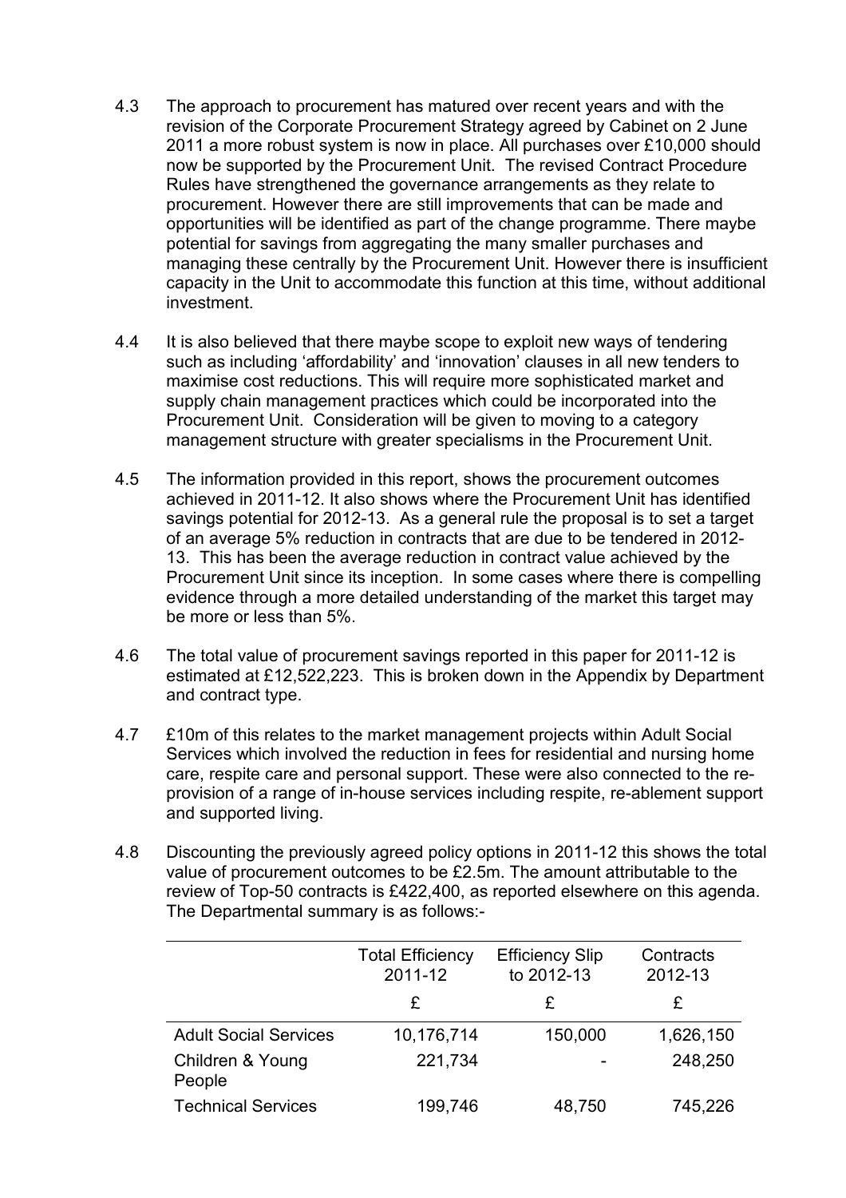4.3 The approach to procurement has matured over recent years and with the revision of the Corporate Procurement Strategy agreed by Cabinet on 2 June 2011 a more robust system is now in place. All purchases over £10,000 should now be supported by the Procurement Unit. The revised Contract Procedure Rules have strengthened the governance arrangements as they relate to procurement. However there are still improvements that can be made and opportunities will be identified as part of the change programme. There maybe potential for savings from aggregating the many smaller purchases and managing these centrally by the Procurement Unit. However there is insufficient capacity in the Unit to accommodate this function at this time, without additional investment.

4.4 It is also believed that there maybe scope to exploit new ways of tendering such as including 'affordability' and 'innovation' clauses in all new tenders to maximise cost reductions. This will require more sophisticated market and supply chain management practices which could be incorporated into the Procurement Unit. Consideration will be given to moving to a category management structure with greater specialisms in the Procurement Unit.

4.5 The information provided in this report, shows the procurement outcomes achieved in 2011-12. It also shows where the Procurement Unit has identified savings potential for 2012-13. As a general rule the proposal is to set a target of an average 5% reduction in contracts that are due to be tendered in 2012-13. This has been the average reduction in contract value achieved by the Procurement Unit since its inception. In some cases where there is compelling evidence through a more detailed understanding of the market this target may be more or less than 5%.

4.6 The total value of procurement savings reported in this paper for 2011-12 is estimated at £12,522,223. This is broken down in the Appendix by Department and contract type.

4.7 £10m of this relates to the market management projects within Adult Social Services which involved the reduction in fees for residential and nursing home care, respite care and personal support. These were also connected to the re-provision of a range of in-house services including respite, re-ablement support and supported living.

4.8 Discounting the previously agreed policy options in 2011-12 this shows the total value of procurement outcomes to be £2.5m. The amount attributable to the review of Top-50 contracts is £422,400, as reported elsewhere on this agenda. The Departmental summary is as follows:-

| | Total Efficiency 2011-12 | Efficiency Slip to 2012-13 | Contracts 2012-13 |
|---|---|---|---|
| | £ | £ | £ |
| Adult Social Services | 10,176,714 | 150,000 | 1,626,150 |
| Children & Young People | 221,734 | - | 248,250 |
| Technical Services | 199,746 | 48,750 | 745,226 |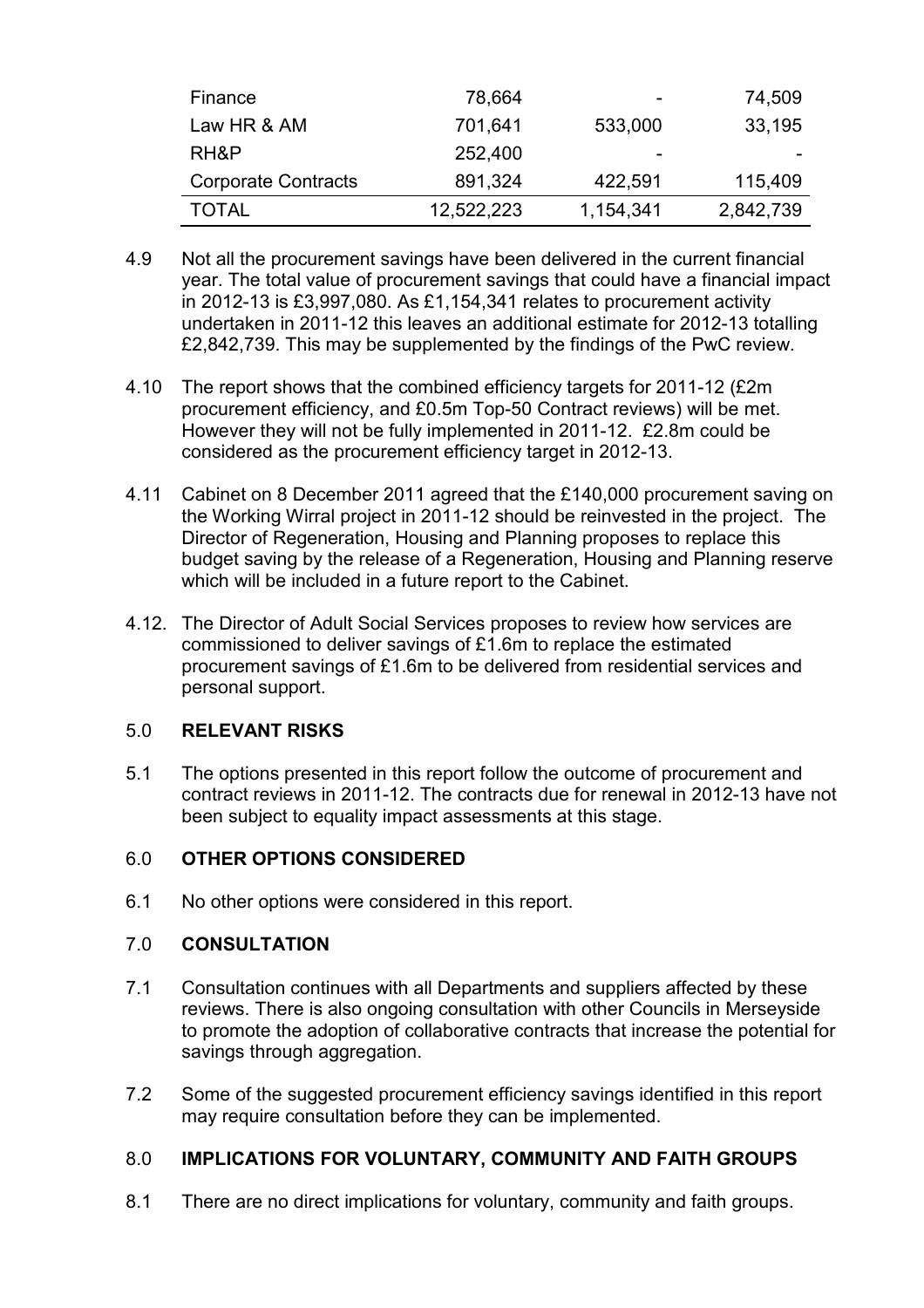| | | | |
|---|---|---|---|
| Finance | 78,664 | - | 74,509 |
| Law HR & AM | 701,641 | 533,000 | 33,195 |
| RH&P | 252,400 | - | - |
| Corporate Contracts | 891,324 | 422,591 | 115,409 |
| TOTAL | 12,522,223 | 1,154,341 | 2,842,739 |

4.9 Not all the procurement savings have been delivered in the current financial year. The total value of procurement savings that could have a financial impact in 2012-13 is £3,997,080. As £1,154,341 relates to procurement activity undertaken in 2011-12 this leaves an additional estimate for 2012-13 totalling £2,842,739. This may be supplemented by the findings of the PwC review.

4.10 The report shows that the combined efficiency targets for 2011-12 (£2m procurement efficiency, and £0.5m Top-50 Contract reviews) will be met. However they will not be fully implemented in 2011-12. £2.8m could be considered as the procurement efficiency target in 2012-13.

4.11 Cabinet on 8 December 2011 agreed that the £140,000 procurement saving on the Working Wirral project in 2011-12 should be reinvested in the project. The Director of Regeneration, Housing and Planning proposes to replace this budget saving by the release of a Regeneration, Housing and Planning reserve which will be included in a future report to the Cabinet.

4.12. The Director of Adult Social Services proposes to review how services are commissioned to deliver savings of £1.6m to replace the estimated procurement savings of £1.6m to be delivered from residential services and personal support.

## 5.0 RELEVANT RISKS

5.1 The options presented in this report follow the outcome of procurement and contract reviews in 2011-12. The contracts due for renewal in 2012-13 have not been subject to equality impact assessments at this stage.

## 6.0 OTHER OPTIONS CONSIDERED

6.1 No other options were considered in this report.

## 7.0 CONSULTATION

7.1 Consultation continues with all Departments and suppliers affected by these reviews. There is also ongoing consultation with other Councils in Merseyside to promote the adoption of collaborative contracts that increase the potential for savings through aggregation.

7.2 Some of the suggested procurement efficiency savings identified in this report may require consultation before they can be implemented.

## 8.0 IMPLICATIONS FOR VOLUNTARY, COMMUNITY AND FAITH GROUPS

8.1 There are no direct implications for voluntary, community and faith groups.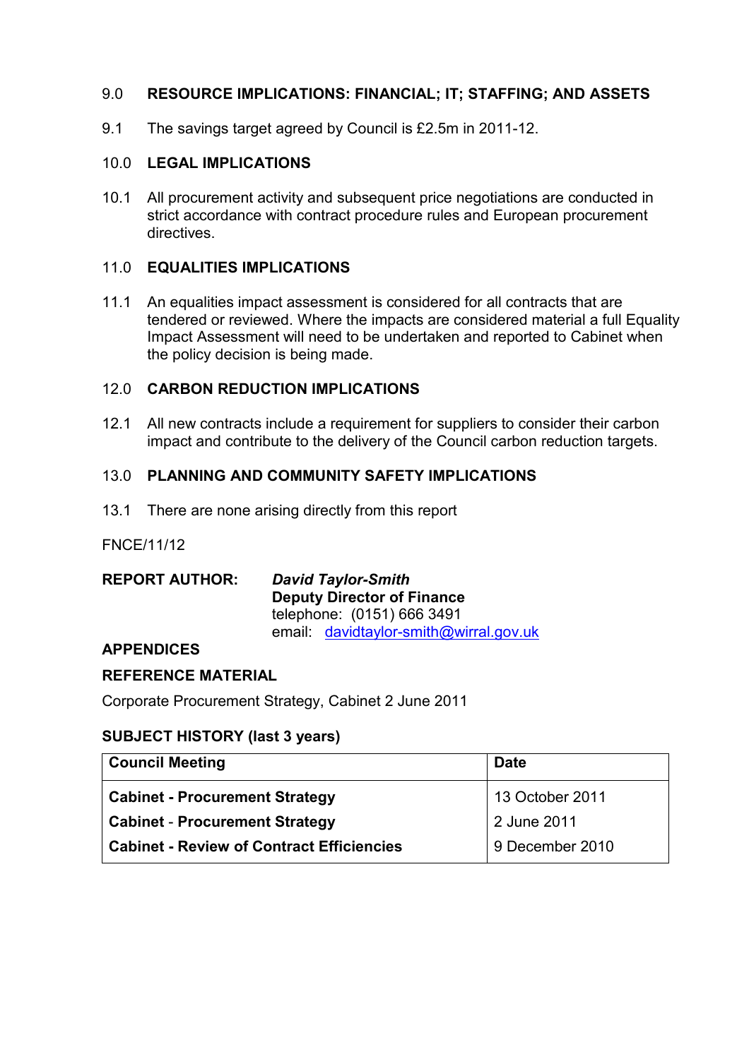## 9.0 RESOURCE IMPLICATIONS: FINANCIAL; IT; STAFFING; AND ASSETS

9.1 The savings target agreed by Council is £2.5m in 2011-12.

## 10.0 LEGAL IMPLICATIONS

10.1 All procurement activity and subsequent price negotiations are conducted in strict accordance with contract procedure rules and European procurement directives.

## 11.0 EQUALITIES IMPLICATIONS

11.1 An equalities impact assessment is considered for all contracts that are tendered or reviewed. Where the impacts are considered material a full Equality Impact Assessment will need to be undertaken and reported to Cabinet when the policy decision is being made.

## 12.0 CARBON REDUCTION IMPLICATIONS

12.1 All new contracts include a requirement for suppliers to consider their carbon impact and contribute to the delivery of the Council carbon reduction targets.

## 13.0 PLANNING AND COMMUNITY SAFETY IMPLICATIONS

13.1 There are none arising directly from this report

FNCE/11/12

**REPORT AUTHOR:** ***David Taylor-Smith***
**Deputy Director of Finance**
telephone: (0151) 666 3491
email: davidtaylor-smith@wirral.gov.uk

**APPENDICES**

**REFERENCE MATERIAL**

Corporate Procurement Strategy, Cabinet 2 June 2011

**SUBJECT HISTORY (last 3 years)**

| Council Meeting | Date |
|---|---|
| **Cabinet - Procurement Strategy** | 13 October 2011 |
| **Cabinet - Procurement Strategy** | 2 June 2011 |
| **Cabinet - Review of Contract Efficiencies** | 9 December 2010 |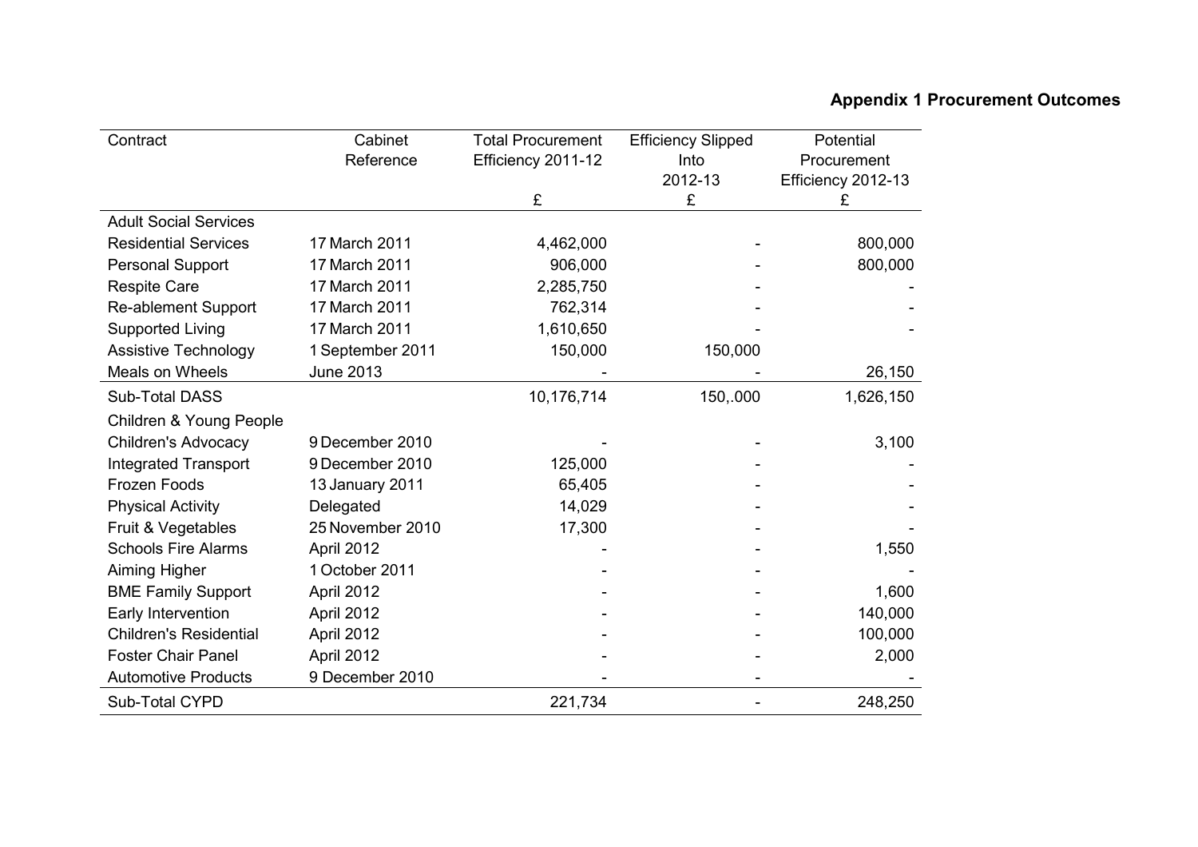**Appendix 1 Procurement Outcomes**

| Contract | Cabinet Reference | Total Procurement Efficiency 2011-12 £ | Efficiency Slipped Into 2012-13 £ | Potential Procurement Efficiency 2012-13 £ |
|---|---|---|---|---|
| Adult Social Services | | | | |
| Residential Services | 17 March 2011 | 4,462,000 | - | 800,000 |
| Personal Support | 17 March 2011 | 906,000 | - | 800,000 |
| Respite Care | 17 March 2011 | 2,285,750 | - | - |
| Re-ablement Support | 17 March 2011 | 762,314 | - | - |
| Supported Living | 17 March 2011 | 1,610,650 | - | - |
| Assistive Technology | 1 September 2011 | 150,000 | 150,000 | |
| Meals on Wheels | June 2013 | - | - | 26,150 |
| Sub-Total DASS | | 10,176,714 | 150,.000 | 1,626,150 |
| Children & Young People | | | | |
| Children's Advocacy | 9 December 2010 | - | - | 3,100 |
| Integrated Transport | 9 December 2010 | 125,000 | - | - |
| Frozen Foods | 13 January 2011 | 65,405 | - | - |
| Physical Activity | Delegated | 14,029 | - | - |
| Fruit & Vegetables | 25 November 2010 | 17,300 | - | - |
| Schools Fire Alarms | April 2012 | - | - | 1,550 |
| Aiming Higher | 1 October 2011 | - | - | - |
| BME Family Support | April 2012 | - | - | 1,600 |
| Early Intervention | April 2012 | - | - | 140,000 |
| Children's Residential | April 2012 | - | - | 100,000 |
| Foster Chair Panel | April 2012 | - | - | 2,000 |
| Automotive Products | 9 December 2010 | - | - | - |
| Sub-Total CYPD | | 221,734 | - | 248,250 |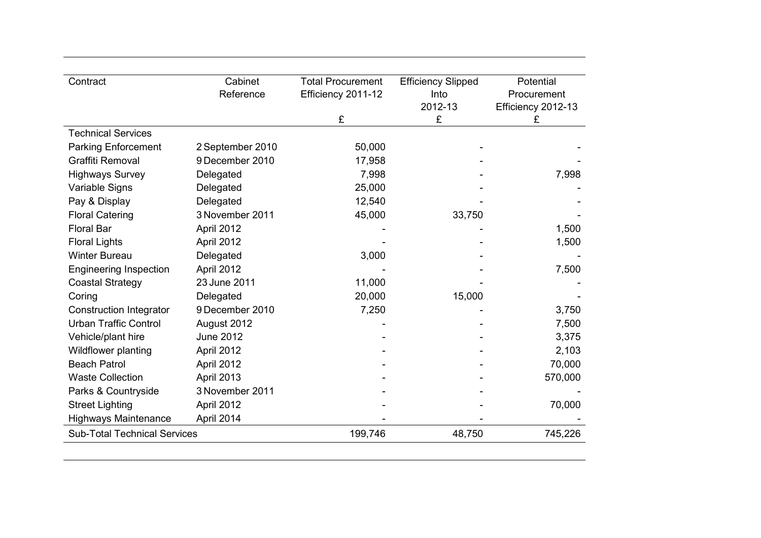| Contract | Cabinet Reference | Total Procurement Efficiency 2011-12 | Efficiency Slipped Into 2012-13 | Potential Procurement Efficiency 2012-13 |
|---|---|---|---|---|
| | | £ | £ | £ |
| Technical Services | | | | |
| Parking Enforcement | 2 September 2010 | 50,000 | - | - |
| Graffiti Removal | 9 December 2010 | 17,958 | - | - |
| Highways Survey | Delegated | 7,998 | - | 7,998 |
| Variable Signs | Delegated | 25,000 | - | - |
| Pay & Display | Delegated | 12,540 | - | - |
| Floral Catering | 3 November 2011 | 45,000 | 33,750 | - |
| Floral Bar | April 2012 | - | - | 1,500 |
| Floral Lights | April 2012 | - | - | 1,500 |
| Winter Bureau | Delegated | 3,000 | - | - |
| Engineering Inspection | April 2012 | - | - | 7,500 |
| Coastal Strategy | 23 June 2011 | 11,000 | - | - |
| Coring | Delegated | 20,000 | 15,000 | - |
| Construction Integrator | 9 December 2010 | 7,250 | - | 3,750 |
| Urban Traffic Control | August 2012 | - | - | 7,500 |
| Vehicle/plant hire | June 2012 | - | - | 3,375 |
| Wildflower planting | April 2012 | - | - | 2,103 |
| Beach Patrol | April 2012 | - | - | 70,000 |
| Waste Collection | April 2013 | - | - | 570,000 |
| Parks & Countryside | 3 November 2011 | - | - | - |
| Street Lighting | April 2012 | - | - | 70,000 |
| Highways Maintenance | April 2014 | - | - | - |
| Sub-Total Technical Services | | 199,746 | 48,750 | 745,226 |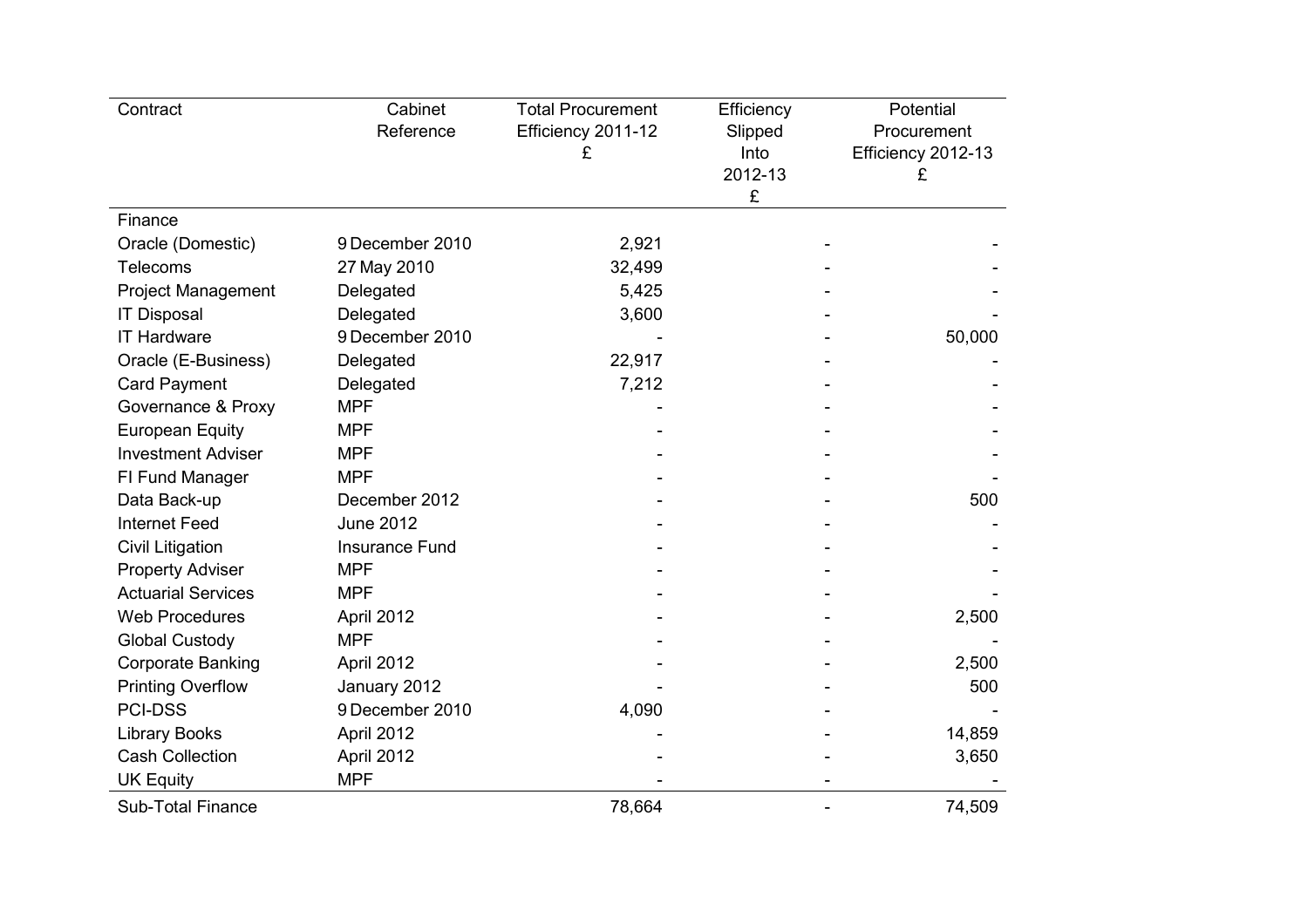| Contract | Cabinet Reference | Total Procurement Efficiency 2011-12 £ | Efficiency Slipped Into 2012-13 £ | Potential Procurement Efficiency 2012-13 £ |
|---|---|---|---|---|
| Finance | | | | |
| Oracle (Domestic) | 9 December 2010 | 2,921 | - | - |
| Telecoms | 27 May 2010 | 32,499 | - | - |
| Project Management | Delegated | 5,425 | - | - |
| IT Disposal | Delegated | 3,600 | - | - |
| IT Hardware | 9 December 2010 | - | - | 50,000 |
| Oracle (E-Business) | Delegated | 22,917 | - | - |
| Card Payment | Delegated | 7,212 | - | - |
| Governance & Proxy | MPF | - | - | - |
| European Equity | MPF | - | - | - |
| Investment Adviser | MPF | - | - | - |
| FI Fund Manager | MPF | - | - | - |
| Data Back-up | December 2012 | - | - | 500 |
| Internet Feed | June 2012 | - | - | - |
| Civil Litigation | Insurance Fund | - | - | - |
| Property Adviser | MPF | - | - | - |
| Actuarial Services | MPF | - | - | - |
| Web Procedures | April 2012 | - | - | 2,500 |
| Global Custody | MPF | - | - | - |
| Corporate Banking | April 2012 | - | - | 2,500 |
| Printing Overflow | January 2012 | - | - | 500 |
| PCI-DSS | 9 December 2010 | 4,090 | - | - |
| Library Books | April 2012 | - | - | 14,859 |
| Cash Collection | April 2012 | - | - | 3,650 |
| UK Equity | MPF | - | - | - |
| Sub-Total Finance | | 78,664 | - | 74,509 |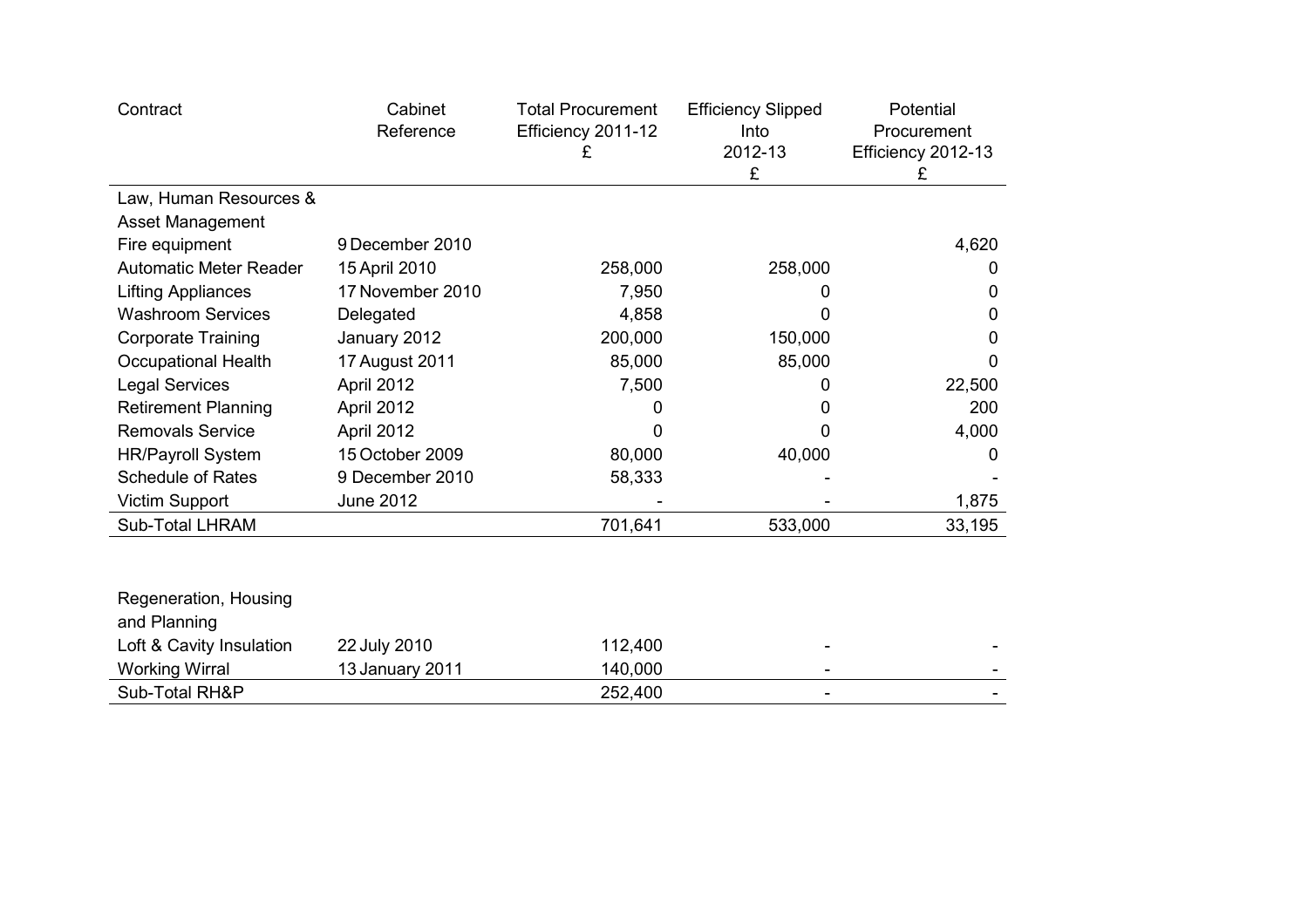| Contract | Cabinet Reference | Total Procurement Efficiency 2011-12 £ | Efficiency Slipped Into 2012-13 £ | Potential Procurement Efficiency 2012-13 £ |
|---|---|---|---|---|
| Law, Human Resources & Asset Management | | | | |
| Fire equipment | 9 December 2010 | | | 4,620 |
| Automatic Meter Reader | 15 April 2010 | 258,000 | 258,000 | 0 |
| Lifting Appliances | 17 November 2010 | 7,950 | 0 | 0 |
| Washroom Services | Delegated | 4,858 | 0 | 0 |
| Corporate Training | January 2012 | 200,000 | 150,000 | 0 |
| Occupational Health | 17 August 2011 | 85,000 | 85,000 | 0 |
| Legal Services | April 2012 | 7,500 | 0 | 22,500 |
| Retirement Planning | April 2012 | 0 | 0 | 200 |
| Removals Service | April 2012 | 0 | 0 | 4,000 |
| HR/Payroll System | 15 October 2009 | 80,000 | 40,000 | 0 |
| Schedule of Rates | 9 December 2010 | 58,333 | - | - |
| Victim Support | June 2012 | - | - | 1,875 |
| Sub-Total LHRAM | | 701,641 | 533,000 | 33,195 |

| Contract | Cabinet Reference | Total Procurement Efficiency 2011-12 £ | Efficiency Slipped Into 2012-13 £ | Potential Procurement Efficiency 2012-13 £ |
|---|---|---|---|---|
| Regeneration, Housing and Planning | | | | |
| Loft & Cavity Insulation | 22 July 2010 | 112,400 | - | - |
| Working Wirral | 13 January 2011 | 140,000 | - | - |
| Sub-Total RH&P | | 252,400 | - | - |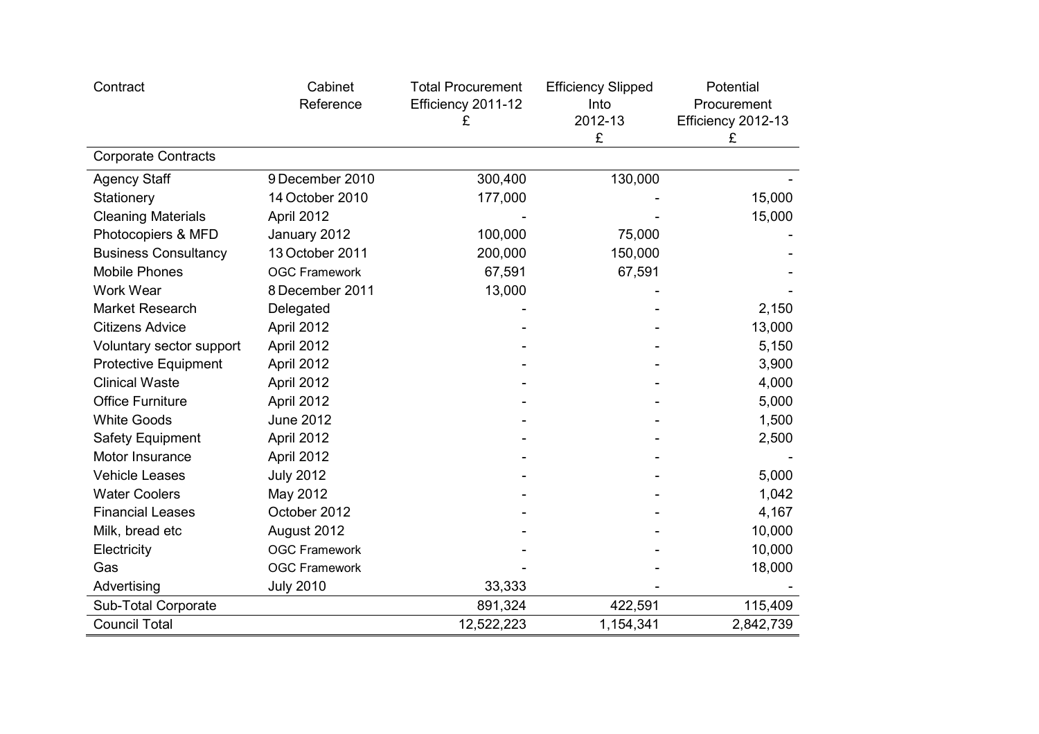| Contract | Cabinet Reference | Total Procurement Efficiency 2011-12 £ | Efficiency Slipped Into 2012-13 £ | Potential Procurement Efficiency 2012-13 £ |
|---|---|---|---|---|
| Corporate Contracts | | | | |
| Agency Staff | 9 December 2010 | 300,400 | 130,000 | - |
| Stationery | 14 October 2010 | 177,000 | - | 15,000 |
| Cleaning Materials | April 2012 | - | - | 15,000 |
| Photocopiers & MFD | January 2012 | 100,000 | 75,000 | - |
| Business Consultancy | 13 October 2011 | 200,000 | 150,000 | - |
| Mobile Phones | OGC Framework | 67,591 | 67,591 | - |
| Work Wear | 8 December 2011 | 13,000 | - | - |
| Market Research | Delegated | - | - | 2,150 |
| Citizens Advice | April 2012 | - | - | 13,000 |
| Voluntary sector support | April 2012 | - | - | 5,150 |
| Protective Equipment | April 2012 | - | - | 3,900 |
| Clinical Waste | April 2012 | - | - | 4,000 |
| Office Furniture | April 2012 | - | - | 5,000 |
| White Goods | June 2012 | - | - | 1,500 |
| Safety Equipment | April 2012 | - | - | 2,500 |
| Motor Insurance | April 2012 | - | - | - |
| Vehicle Leases | July 2012 | - | - | 5,000 |
| Water Coolers | May 2012 | - | - | 1,042 |
| Financial Leases | October 2012 | - | - | 4,167 |
| Milk, bread etc | August 2012 | - | - | 10,000 |
| Electricity | OGC Framework | - | - | 10,000 |
| Gas | OGC Framework | - | - | 18,000 |
| Advertising | July 2010 | 33,333 | - | - |
| Sub-Total Corporate | | 891,324 | 422,591 | 115,409 |
| Council Total | | 12,522,223 | 1,154,341 | 2,842,739 |